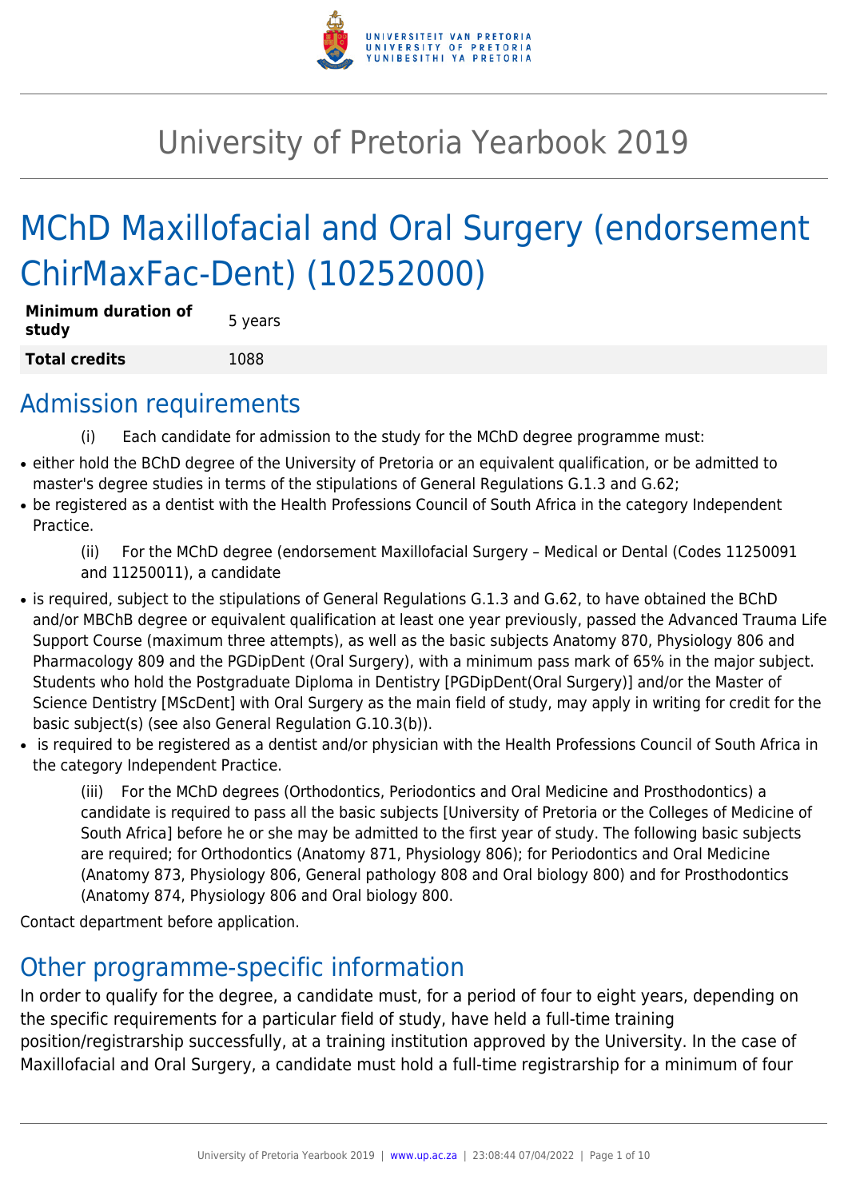# University of Pretoria Yearbook 2019

# MChD Maxillofacial and Oral Surgery (endorsement ChirMaxFac-Dent) (10252000)

| **Minimum duration of study** | 5 years |
|---|---|
| **Total credits** | 1088 |

## Admission requirements

(i) Each candidate for admission to the study for the MChD degree programme must:

- either hold the BChD degree of the University of Pretoria or an equivalent qualification, or be admitted to master's degree studies in terms of the stipulations of General Regulations G.1.3 and G.62;
- be registered as a dentist with the Health Professions Council of South Africa in the category Independent Practice.

(ii) For the MChD degree (endorsement Maxillofacial Surgery – Medical or Dental (Codes 11250091 and 11250011), a candidate

- is required, subject to the stipulations of General Regulations G.1.3 and G.62, to have obtained the BChD and/or MBChB degree or equivalent qualification at least one year previously, passed the Advanced Trauma Life Support Course (maximum three attempts), as well as the basic subjects Anatomy 870, Physiology 806 and Pharmacology 809 and the PGDipDent (Oral Surgery), with a minimum pass mark of 65% in the major subject. Students who hold the Postgraduate Diploma in Dentistry [PGDipDent(Oral Surgery)] and/or the Master of Science Dentistry [MScDent] with Oral Surgery as the main field of study, may apply in writing for credit for the basic subject(s) (see also General Regulation G.10.3(b)).
- is required to be registered as a dentist and/or physician with the Health Professions Council of South Africa in the category Independent Practice.

(iii) For the MChD degrees (Orthodontics, Periodontics and Oral Medicine and Prosthodontics) a candidate is required to pass all the basic subjects [University of Pretoria or the Colleges of Medicine of South Africa] before he or she may be admitted to the first year of study. The following basic subjects are required; for Orthodontics (Anatomy 871, Physiology 806); for Periodontics and Oral Medicine (Anatomy 873, Physiology 806, General pathology 808 and Oral biology 800) and for Prosthodontics (Anatomy 874, Physiology 806 and Oral biology 800.

Contact department before application.

## Other programme-specific information

In order to qualify for the degree, a candidate must, for a period of four to eight years, depending on the specific requirements for a particular field of study, have held a full-time training position/registrarship successfully, at a training institution approved by the University. In the case of Maxillofacial and Oral Surgery, a candidate must hold a full-time registrarship for a minimum of four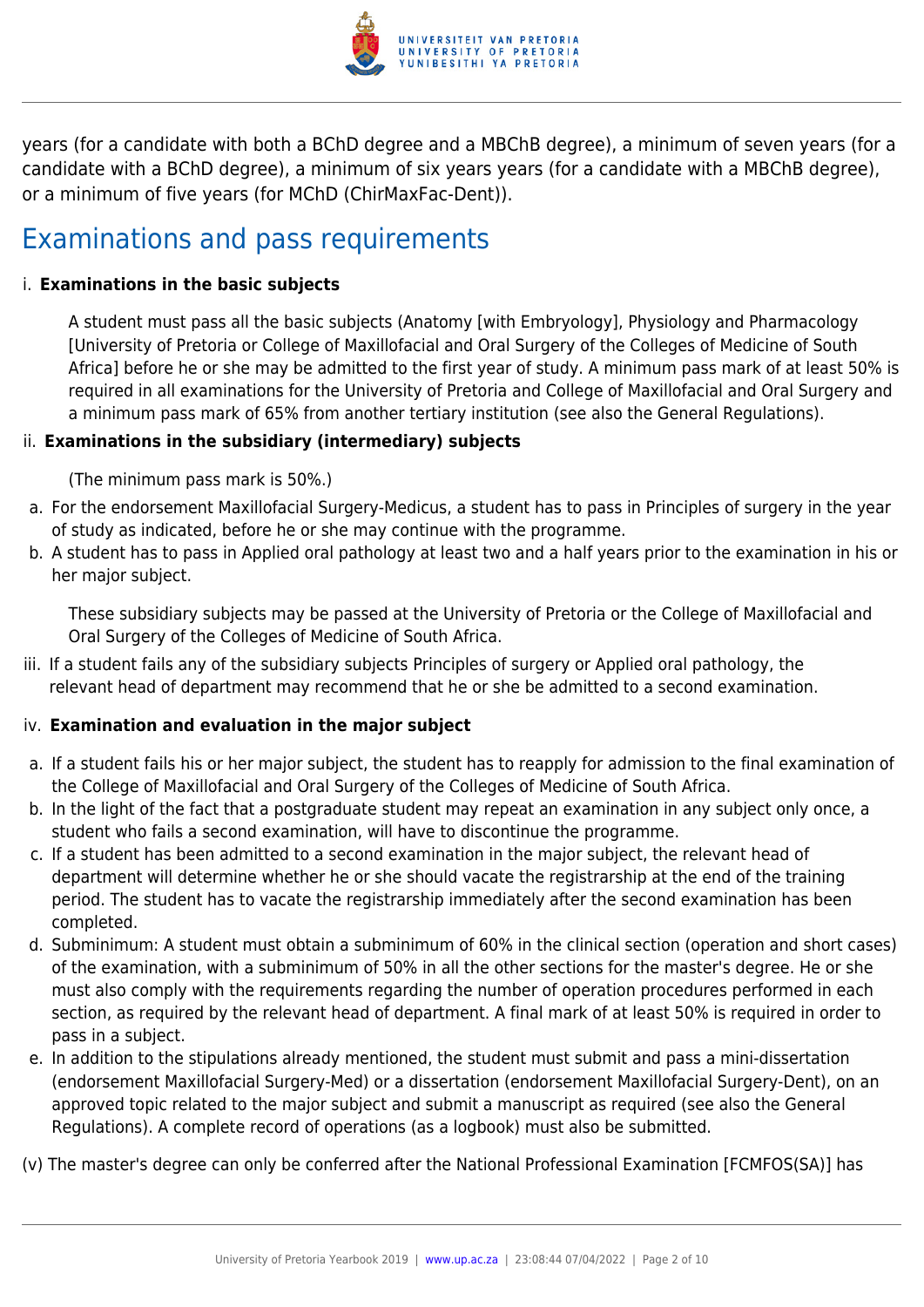years (for a candidate with both a BChD degree and a MBChB degree), a minimum of seven years (for a candidate with a BChD degree), a minimum of six years years (for a candidate with a MBChB degree), or a minimum of five years (for MChD (ChirMaxFac-Dent)).

## Examinations and pass requirements

i. **Examinations in the basic subjects**

A student must pass all the basic subjects (Anatomy [with Embryology], Physiology and Pharmacology [University of Pretoria or College of Maxillofacial and Oral Surgery of the Colleges of Medicine of South Africa] before he or she may be admitted to the first year of study. A minimum pass mark of at least 50% is required in all examinations for the University of Pretoria and College of Maxillofacial and Oral Surgery and a minimum pass mark of 65% from another tertiary institution (see also the General Regulations).

ii. **Examinations in the subsidiary (intermediary) subjects**

(The minimum pass mark is 50%.)

a. For the endorsement Maxillofacial Surgery-Medicus, a student has to pass in Principles of surgery in the year of study as indicated, before he or she may continue with the programme.
b. A student has to pass in Applied oral pathology at least two and a half years prior to the examination in his or her major subject.

These subsidiary subjects may be passed at the University of Pretoria or the College of Maxillofacial and Oral Surgery of the Colleges of Medicine of South Africa.

iii. If a student fails any of the subsidiary subjects Principles of surgery or Applied oral pathology, the relevant head of department may recommend that he or she be admitted to a second examination.

iv. **Examination and evaluation in the major subject**

a. If a student fails his or her major subject, the student has to reapply for admission to the final examination of the College of Maxillofacial and Oral Surgery of the Colleges of Medicine of South Africa.
b. In the light of the fact that a postgraduate student may repeat an examination in any subject only once, a student who fails a second examination, will have to discontinue the programme.
c. If a student has been admitted to a second examination in the major subject, the relevant head of department will determine whether he or she should vacate the registrarship at the end of the training period. The student has to vacate the registrarship immediately after the second examination has been completed.
d. Subminimum: A student must obtain a subminimum of 60% in the clinical section (operation and short cases) of the examination, with a subminimum of 50% in all the other sections for the master's degree. He or she must also comply with the requirements regarding the number of operation procedures performed in each section, as required by the relevant head of department. A final mark of at least 50% is required in order to pass in a subject.
e. In addition to the stipulations already mentioned, the student must submit and pass a mini-dissertation (endorsement Maxillofacial Surgery-Med) or a dissertation (endorsement Maxillofacial Surgery-Dent), on an approved topic related to the major subject and submit a manuscript as required (see also the General Regulations). A complete record of operations (as a logbook) must also be submitted.

(v) The master's degree can only be conferred after the National Professional Examination [FCMFOS(SA)] has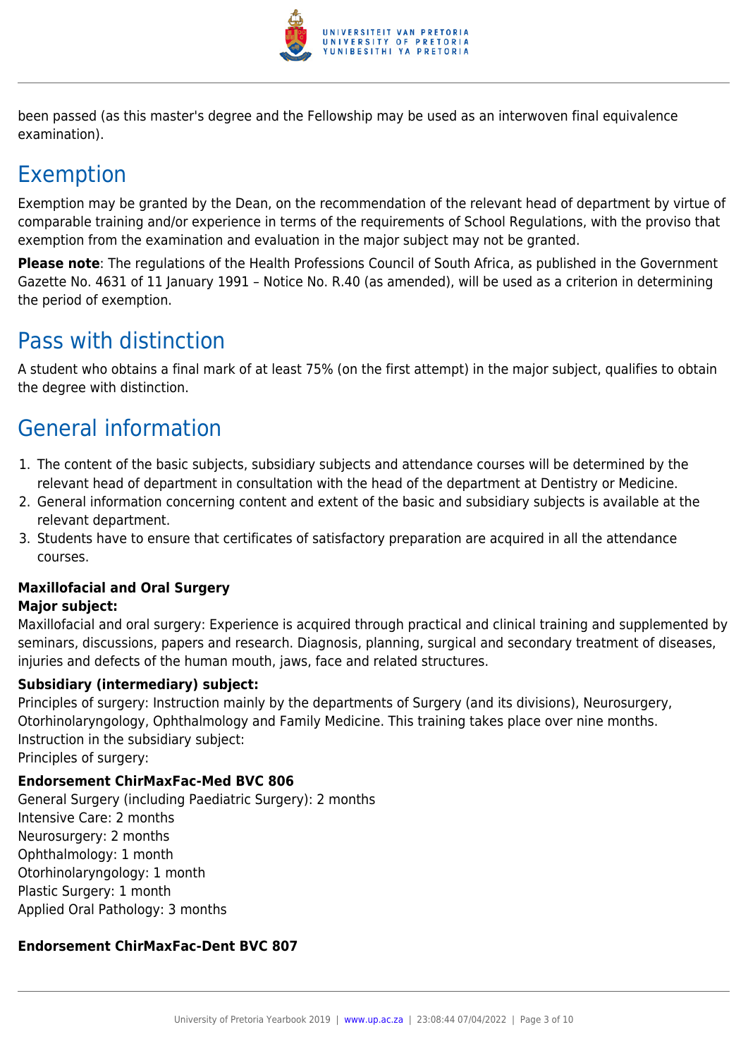been passed (as this master's degree and the Fellowship may be used as an interwoven final equivalence examination).

## Exemption

Exemption may be granted by the Dean, on the recommendation of the relevant head of department by virtue of comparable training and/or experience in terms of the requirements of School Regulations, with the proviso that exemption from the examination and evaluation in the major subject may not be granted.

**Please note**: The regulations of the Health Professions Council of South Africa, as published in the Government Gazette No. 4631 of 11 January 1991 – Notice No. R.40 (as amended), will be used as a criterion in determining the period of exemption.

## Pass with distinction

A student who obtains a final mark of at least 75% (on the first attempt) in the major subject, qualifies to obtain the degree with distinction.

## General information

1. The content of the basic subjects, subsidiary subjects and attendance courses will be determined by the relevant head of department in consultation with the head of the department at Dentistry or Medicine.
2. General information concerning content and extent of the basic and subsidiary subjects is available at the relevant department.
3. Students have to ensure that certificates of satisfactory preparation are acquired in all the attendance courses.

**Maxillofacial and Oral Surgery**
**Major subject:**
Maxillofacial and oral surgery: Experience is acquired through practical and clinical training and supplemented by seminars, discussions, papers and research. Diagnosis, planning, surgical and secondary treatment of diseases, injuries and defects of the human mouth, jaws, face and related structures.

**Subsidiary (intermediary) subject:**
Principles of surgery: Instruction mainly by the departments of Surgery (and its divisions), Neurosurgery, Otorhinolaryngology, Ophthalmology and Family Medicine. This training takes place over nine months.
Instruction in the subsidiary subject:
Principles of surgery:

**Endorsement ChirMaxFac-Med BVC 806**
General Surgery (including Paediatric Surgery): 2 months
Intensive Care: 2 months
Neurosurgery: 2 months
Ophthalmology: 1 month
Otorhinolaryngology: 1 month
Plastic Surgery: 1 month
Applied Oral Pathology: 3 months

**Endorsement ChirMaxFac-Dent BVC 807**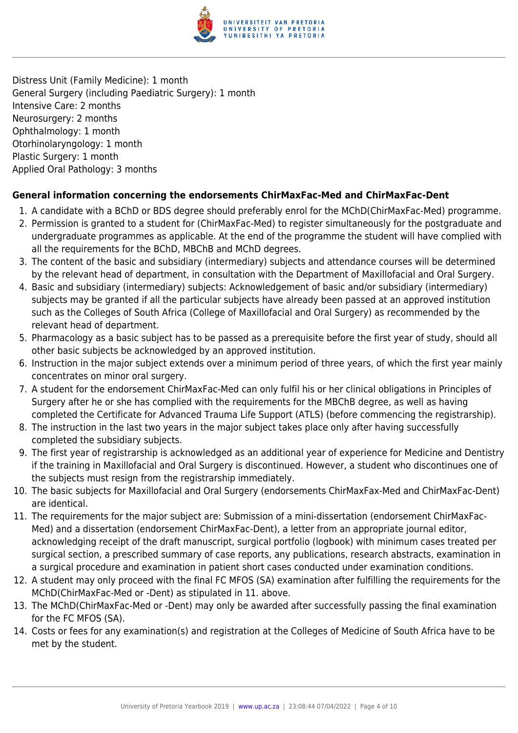Distress Unit (Family Medicine): 1 month
General Surgery (including Paediatric Surgery): 1 month
Intensive Care: 2 months
Neurosurgery: 2 months
Ophthalmology: 1 month
Otorhinolaryngology: 1 month
Plastic Surgery: 1 month
Applied Oral Pathology: 3 months

**General information concerning the endorsements ChirMaxFac-Med and ChirMaxFac-Dent**

1. A candidate with a BChD or BDS degree should preferably enrol for the MChD(ChirMaxFac-Med) programme.
2. Permission is granted to a student for (ChirMaxFac-Med) to register simultaneously for the postgraduate and undergraduate programmes as applicable. At the end of the programme the student will have complied with all the requirements for the BChD, MBChB and MChD degrees.
3. The content of the basic and subsidiary (intermediary) subjects and attendance courses will be determined by the relevant head of department, in consultation with the Department of Maxillofacial and Oral Surgery.
4. Basic and subsidiary (intermediary) subjects: Acknowledgement of basic and/or subsidiary (intermediary) subjects may be granted if all the particular subjects have already been passed at an approved institution such as the Colleges of South Africa (College of Maxillofacial and Oral Surgery) as recommended by the relevant head of department.
5. Pharmacology as a basic subject has to be passed as a prerequisite before the first year of study, should all other basic subjects be acknowledged by an approved institution.
6. Instruction in the major subject extends over a minimum period of three years, of which the first year mainly concentrates on minor oral surgery.
7. A student for the endorsement ChirMaxFac-Med can only fulfil his or her clinical obligations in Principles of Surgery after he or she has complied with the requirements for the MBChB degree, as well as having completed the Certificate for Advanced Trauma Life Support (ATLS) (before commencing the registrarship).
8. The instruction in the last two years in the major subject takes place only after having successfully completed the subsidiary subjects.
9. The first year of registrarship is acknowledged as an additional year of experience for Medicine and Dentistry if the training in Maxillofacial and Oral Surgery is discontinued. However, a student who discontinues one of the subjects must resign from the registrarship immediately.
10. The basic subjects for Maxillofacial and Oral Surgery (endorsements ChirMaxFax-Med and ChirMaxFac-Dent) are identical.
11. The requirements for the major subject are: Submission of a mini-dissertation (endorsement ChirMaxFac-Med) and a dissertation (endorsement ChirMaxFac-Dent), a letter from an appropriate journal editor, acknowledging receipt of the draft manuscript, surgical portfolio (logbook) with minimum cases treated per surgical section, a prescribed summary of case reports, any publications, research abstracts, examination in a surgical procedure and examination in patient short cases conducted under examination conditions.
12. A student may only proceed with the final FC MFOS (SA) examination after fulfilling the requirements for the MChD(ChirMaxFac-Med or -Dent) as stipulated in 11. above.
13. The MChD(ChirMaxFac-Med or -Dent) may only be awarded after successfully passing the final examination for the FC MFOS (SA).
14. Costs or fees for any examination(s) and registration at the Colleges of Medicine of South Africa have to be met by the student.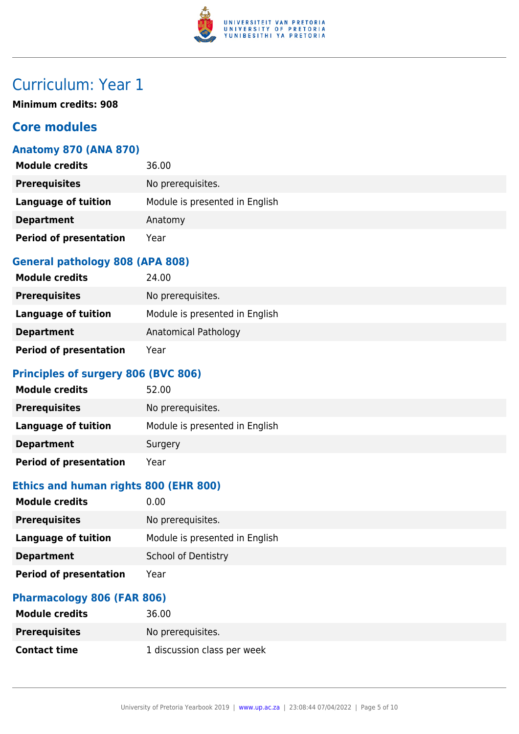# Curriculum: Year 1

**Minimum credits: 908**

## Core modules

### Anatomy 870 (ANA 870)

| | |
|---|---|
| **Module credits** | 36.00 |
| **Prerequisites** | No prerequisites. |
| **Language of tuition** | Module is presented in English |
| **Department** | Anatomy |
| **Period of presentation** | Year |

### General pathology 808 (APA 808)

| | |
|---|---|
| **Module credits** | 24.00 |
| **Prerequisites** | No prerequisites. |
| **Language of tuition** | Module is presented in English |
| **Department** | Anatomical Pathology |
| **Period of presentation** | Year |

### Principles of surgery 806 (BVC 806)

| | |
|---|---|
| **Module credits** | 52.00 |
| **Prerequisites** | No prerequisites. |
| **Language of tuition** | Module is presented in English |
| **Department** | Surgery |
| **Period of presentation** | Year |

### Ethics and human rights 800 (EHR 800)

| | |
|---|---|
| **Module credits** | 0.00 |
| **Prerequisites** | No prerequisites. |
| **Language of tuition** | Module is presented in English |
| **Department** | School of Dentistry |
| **Period of presentation** | Year |

### Pharmacology 806 (FAR 806)

| | |
|---|---|
| **Module credits** | 36.00 |
| **Prerequisites** | No prerequisites. |
| **Contact time** | 1 discussion class per week |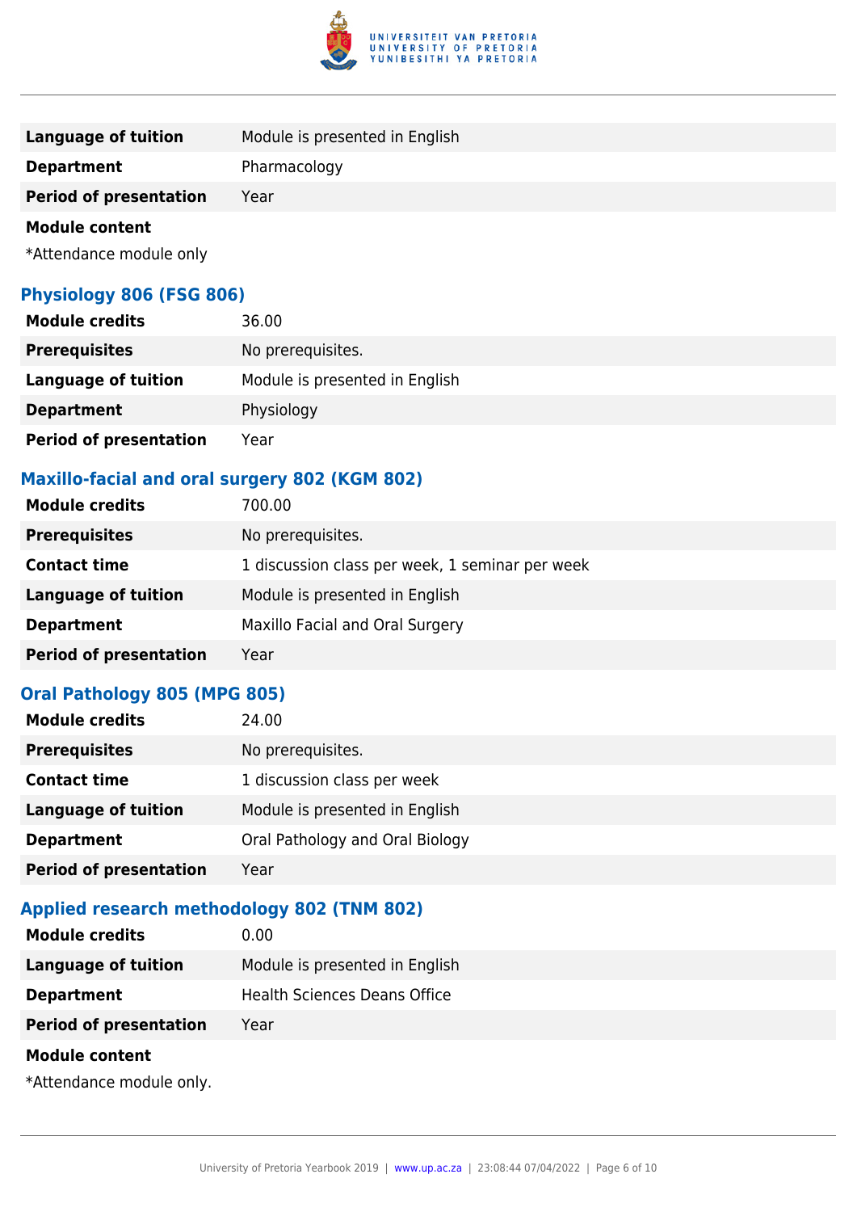| | |
|---|---|
| **Language of tuition** | Module is presented in English |
| **Department** | Pharmacology |
| **Period of presentation** | Year |

**Module content**

*Attendance module only

### Physiology 806 (FSG 806)

| | |
|---|---|
| **Module credits** | 36.00 |
| **Prerequisites** | No prerequisites. |
| **Language of tuition** | Module is presented in English |
| **Department** | Physiology |
| **Period of presentation** | Year |

### Maxillo-facial and oral surgery 802 (KGM 802)

| | |
|---|---|
| **Module credits** | 700.00 |
| **Prerequisites** | No prerequisites. |
| **Contact time** | 1 discussion class per week, 1 seminar per week |
| **Language of tuition** | Module is presented in English |
| **Department** | Maxillo Facial and Oral Surgery |
| **Period of presentation** | Year |

### Oral Pathology 805 (MPG 805)

| | |
|---|---|
| **Module credits** | 24.00 |
| **Prerequisites** | No prerequisites. |
| **Contact time** | 1 discussion class per week |
| **Language of tuition** | Module is presented in English |
| **Department** | Oral Pathology and Oral Biology |
| **Period of presentation** | Year |

### Applied research methodology 802 (TNM 802)

| | |
|---|---|
| **Module credits** | 0.00 |
| **Language of tuition** | Module is presented in English |
| **Department** | Health Sciences Deans Office |
| **Period of presentation** | Year |

**Module content**

*Attendance module only.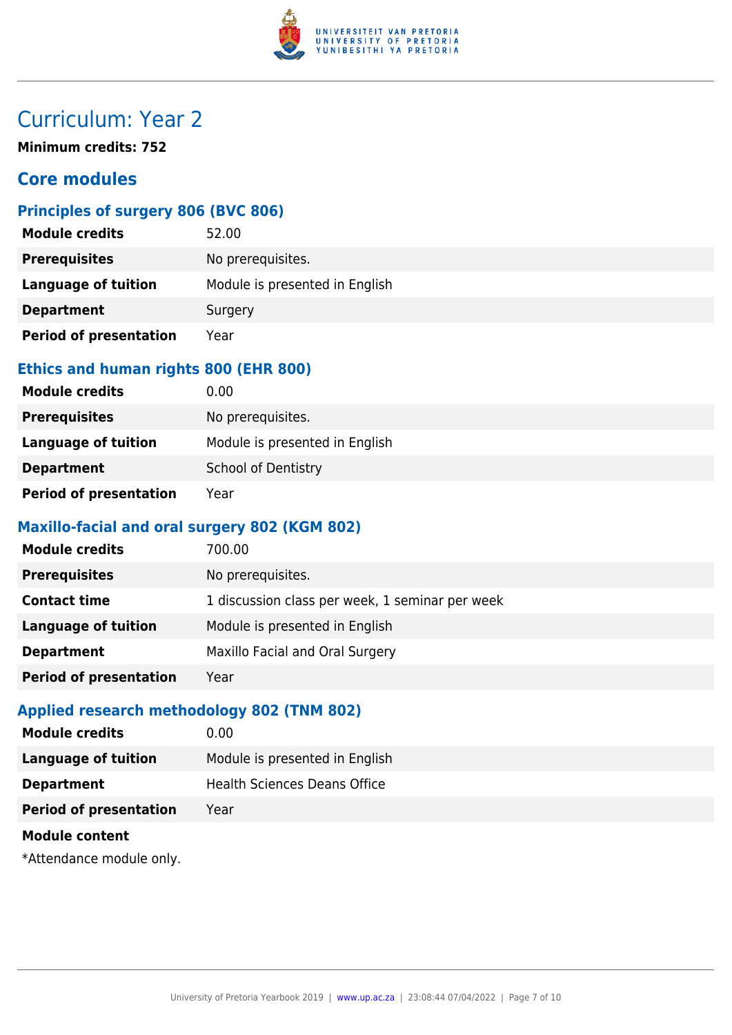# Curriculum: Year 2

**Minimum credits: 752**

## Core modules

### Principles of surgery 806 (BVC 806)

| | |
|---|---|
| **Module credits** | 52.00 |
| **Prerequisites** | No prerequisites. |
| **Language of tuition** | Module is presented in English |
| **Department** | Surgery |
| **Period of presentation** | Year |

### Ethics and human rights 800 (EHR 800)

| | |
|---|---|
| **Module credits** | 0.00 |
| **Prerequisites** | No prerequisites. |
| **Language of tuition** | Module is presented in English |
| **Department** | School of Dentistry |
| **Period of presentation** | Year |

### Maxillo-facial and oral surgery 802 (KGM 802)

| | |
|---|---|
| **Module credits** | 700.00 |
| **Prerequisites** | No prerequisites. |
| **Contact time** | 1 discussion class per week, 1 seminar per week |
| **Language of tuition** | Module is presented in English |
| **Department** | Maxillo Facial and Oral Surgery |
| **Period of presentation** | Year |

### Applied research methodology 802 (TNM 802)

| | |
|---|---|
| **Module credits** | 0.00 |
| **Language of tuition** | Module is presented in English |
| **Department** | Health Sciences Deans Office |
| **Period of presentation** | Year |

**Module content**

*Attendance module only.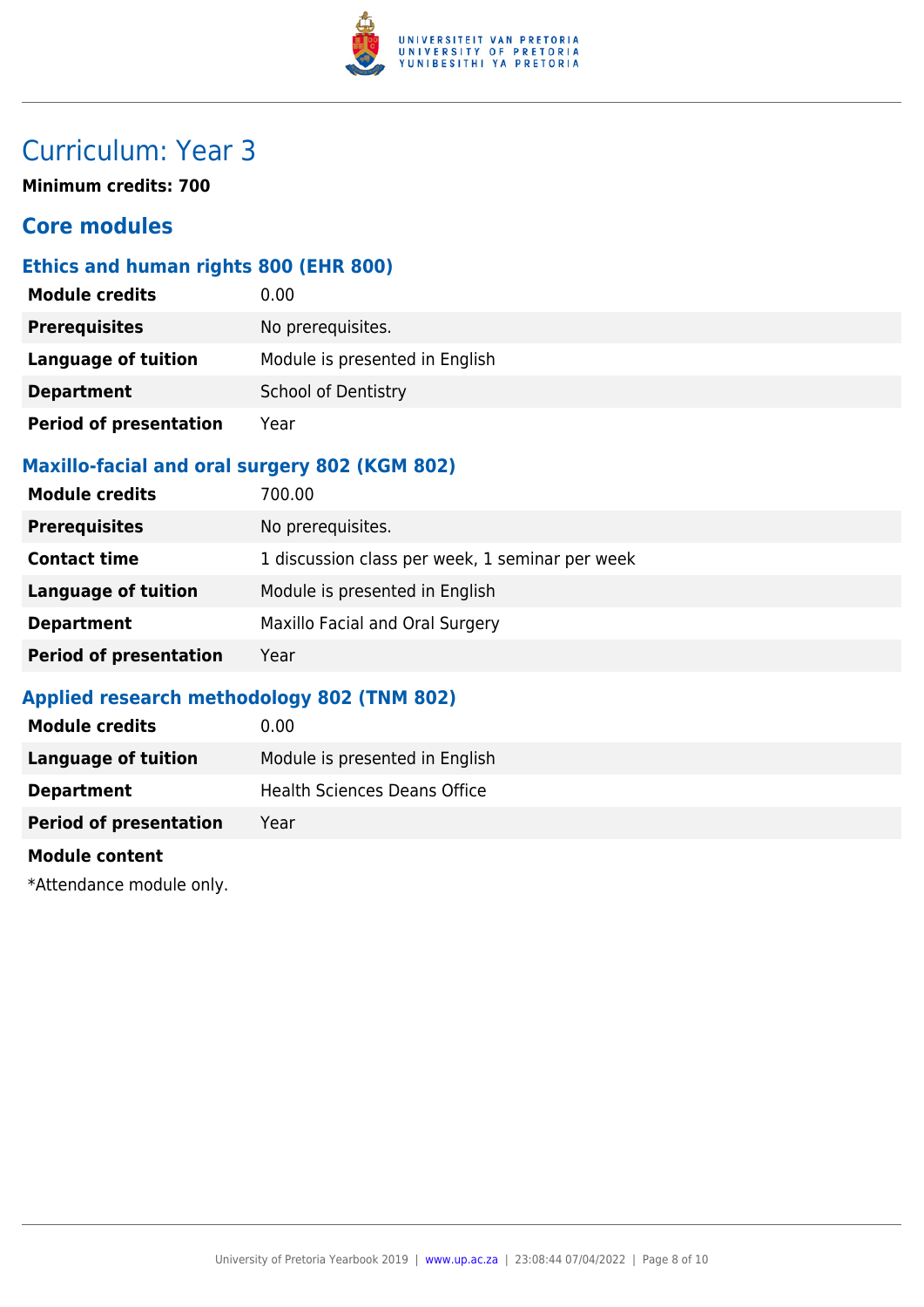# Curriculum: Year 3

**Minimum credits: 700**

## Core modules

### Ethics and human rights 800 (EHR 800)

| | |
|---|---|
| **Module credits** | 0.00 |
| **Prerequisites** | No prerequisites. |
| **Language of tuition** | Module is presented in English |
| **Department** | School of Dentistry |
| **Period of presentation** | Year |

### Maxillo-facial and oral surgery 802 (KGM 802)

| | |
|---|---|
| **Module credits** | 700.00 |
| **Prerequisites** | No prerequisites. |
| **Contact time** | 1 discussion class per week, 1 seminar per week |
| **Language of tuition** | Module is presented in English |
| **Department** | Maxillo Facial and Oral Surgery |
| **Period of presentation** | Year |

### Applied research methodology 802 (TNM 802)

| | |
|---|---|
| **Module credits** | 0.00 |
| **Language of tuition** | Module is presented in English |
| **Department** | Health Sciences Deans Office |
| **Period of presentation** | Year |

**Module content**

*Attendance module only.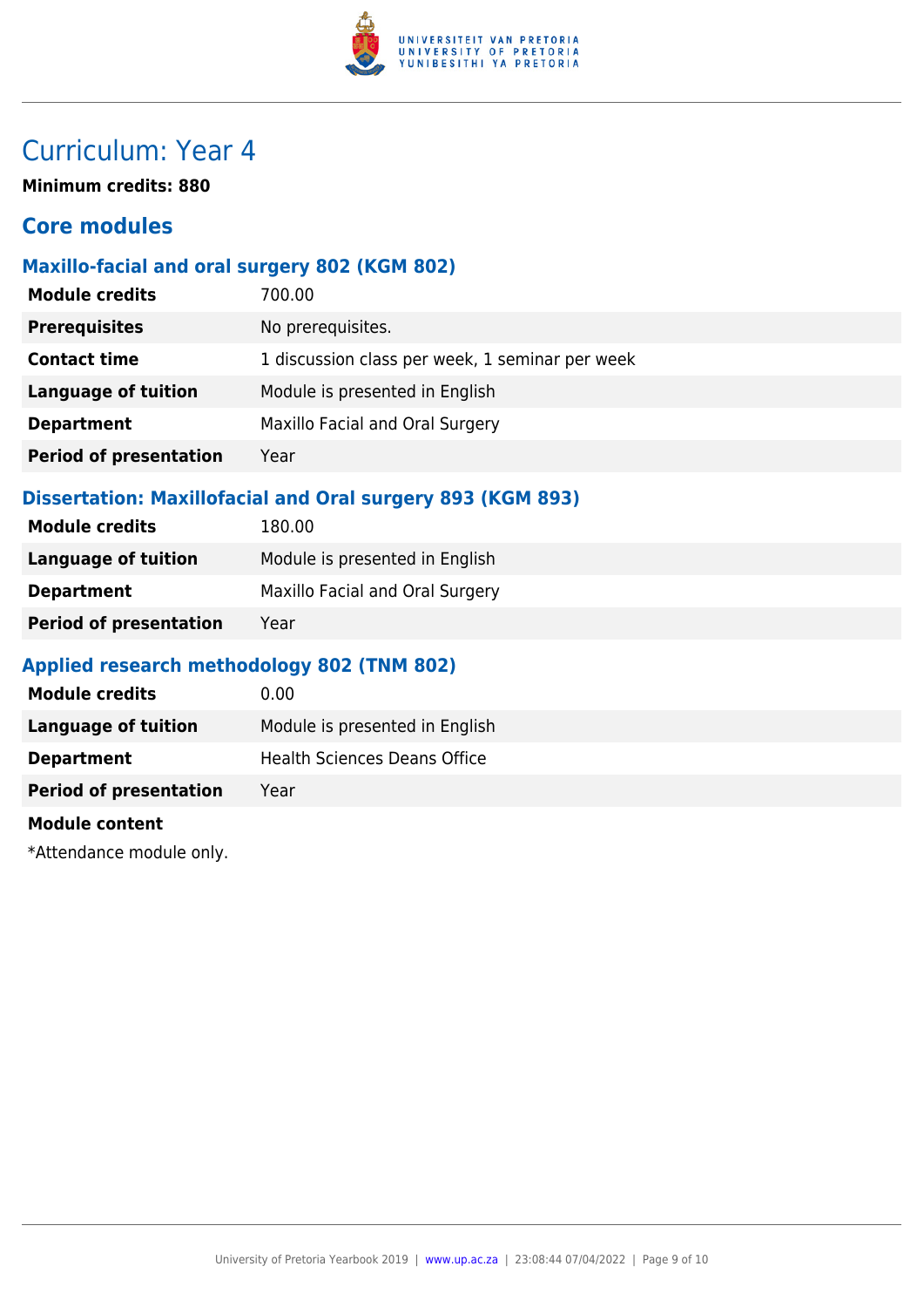# Curriculum: Year 4

**Minimum credits: 880**

## Core modules

### Maxillo-facial and oral surgery 802 (KGM 802)

| | |
|---|---|
| **Module credits** | 700.00 |
| **Prerequisites** | No prerequisites. |
| **Contact time** | 1 discussion class per week, 1 seminar per week |
| **Language of tuition** | Module is presented in English |
| **Department** | Maxillo Facial and Oral Surgery |
| **Period of presentation** | Year |

### Dissertation: Maxillofacial and Oral surgery 893 (KGM 893)

| | |
|---|---|
| **Module credits** | 180.00 |
| **Language of tuition** | Module is presented in English |
| **Department** | Maxillo Facial and Oral Surgery |
| **Period of presentation** | Year |

### Applied research methodology 802 (TNM 802)

| | |
|---|---|
| **Module credits** | 0.00 |
| **Language of tuition** | Module is presented in English |
| **Department** | Health Sciences Deans Office |
| **Period of presentation** | Year |

**Module content**

*Attendance module only.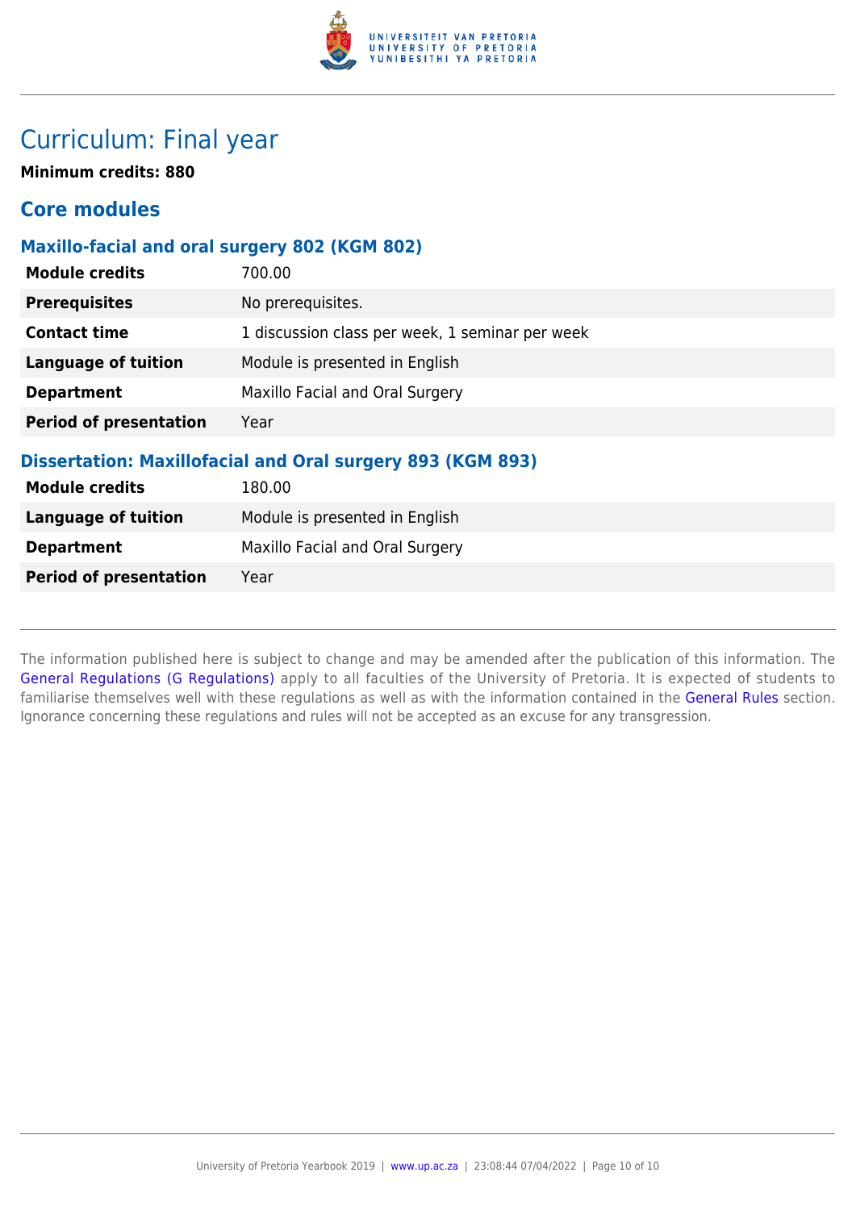# Curriculum: Final year

**Minimum credits: 880**

## Core modules

### Maxillo-facial and oral surgery 802 (KGM 802)

| | |
|---|---|
| **Module credits** | 700.00 |
| **Prerequisites** | No prerequisites. |
| **Contact time** | 1 discussion class per week, 1 seminar per week |
| **Language of tuition** | Module is presented in English |
| **Department** | Maxillo Facial and Oral Surgery |
| **Period of presentation** | Year |

### Dissertation: Maxillofacial and Oral surgery 893 (KGM 893)

| | |
|---|---|
| **Module credits** | 180.00 |
| **Language of tuition** | Module is presented in English |
| **Department** | Maxillo Facial and Oral Surgery |
| **Period of presentation** | Year |

The information published here is subject to change and may be amended after the publication of this information. The General Regulations (G Regulations) apply to all faculties of the University of Pretoria. It is expected of students to familiarise themselves well with these regulations as well as with the information contained in the General Rules section. Ignorance concerning these regulations and rules will not be accepted as an excuse for any transgression.